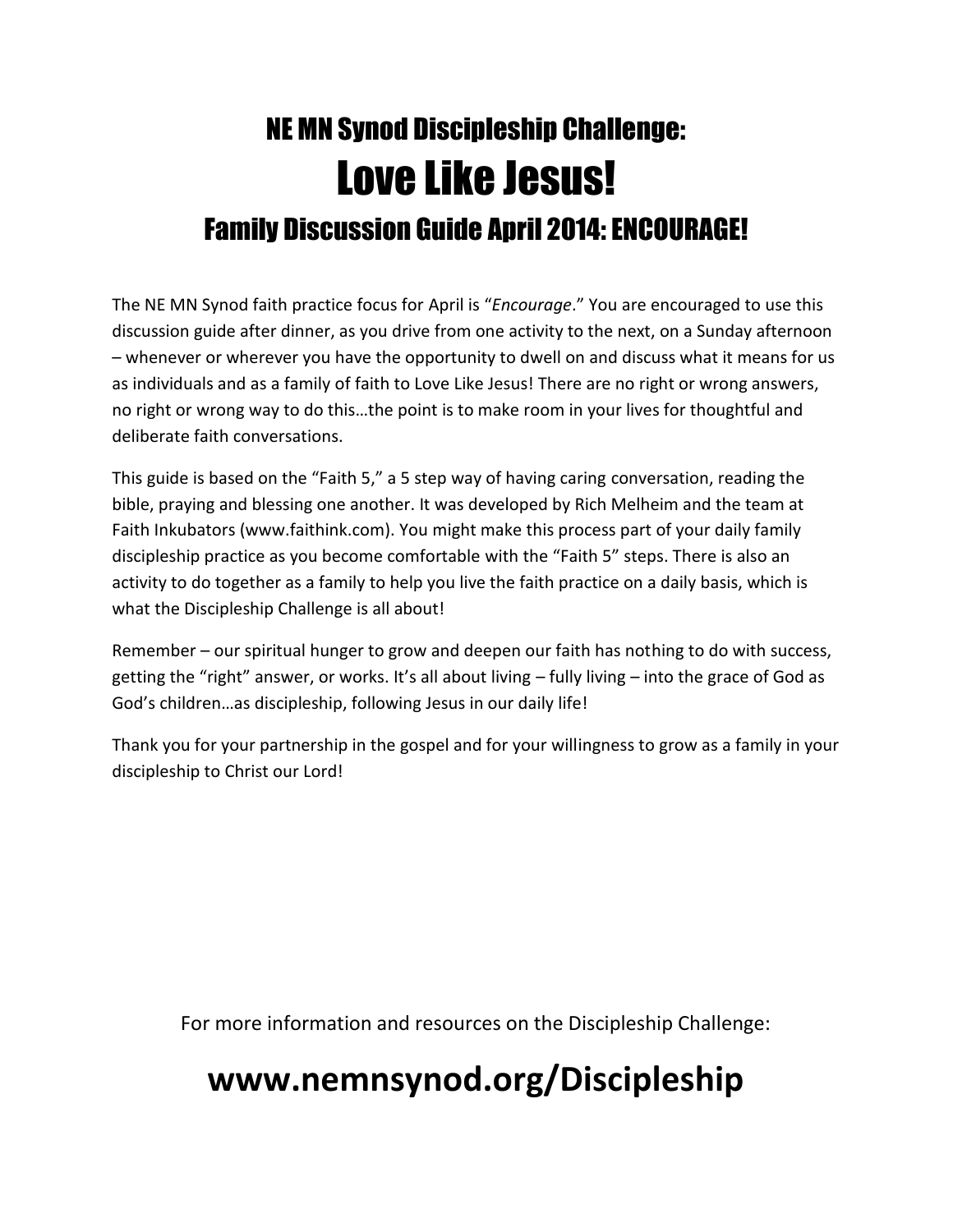# NE MN Synod Discipleship Challenge:

# Love Like Jesus!

## Family Discussion Guide April 2014: ENCOURAGE!

The NE MN Synod faith practice focus for April is "*Encourage*." You are encouraged to use this discussion guide after dinner, as you drive from one activity to the next, on a Sunday afternoon – whenever or wherever you have the opportunity to dwell on and discuss what it means for us as individuals and as a family of faith to Love Like Jesus! There are no right or wrong answers, no right or wrong way to do this…the point is to make room in your lives for thoughtful and deliberate faith conversations.

This guide is based on the "Faith 5," a 5 step way of having caring conversation, reading the bible, praying and blessing one another. It was developed by Rich Melheim and the team at Faith Inkubators (www.faithink.com). You might make this process part of your daily family discipleship practice as you become comfortable with the "Faith 5" steps. There is also an activity to do together as a family to help you live the faith practice on a daily basis, which is what the Discipleship Challenge is all about!

Remember – our spiritual hunger to grow and deepen our faith has nothing to do with success, getting the "right" answer, or works. It's all about living – fully living – into the grace of God as God's children…as discipleship, following Jesus in our daily life!

Thank you for your partnership in the gospel and for your willingness to grow as a family in your discipleship to Christ our Lord!

For more information and resources on the Discipleship Challenge:

**www.nemnsynod.org/Discipleship**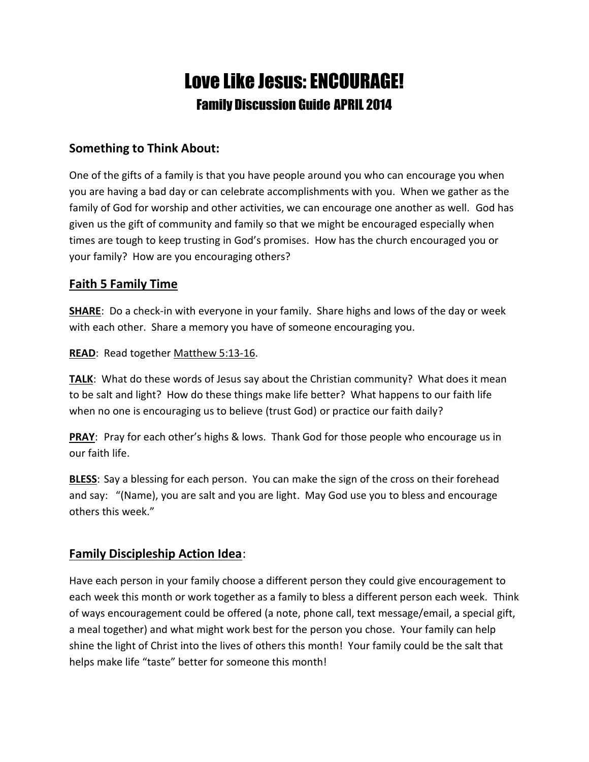# Love Like Jesus: ENCOURAGE!

## Family Discussion Guide APRIL 2014

### Something to Think About:

One of the gifts of a family is that you have people around you who can encourage you when you are having a bad day or can celebrate accomplishments with you. When we gather as the family of God for worship and other activities, we can encourage one another as well. God has given us the gift of community and family so that we might be encouraged especially when times are tough to keep trusting in God's promises. How has the church encouraged you or your family? How are you encouraging others?

### Faith 5 Family Time

**SHARE**: Do a check-in with everyone in your family. Share highs and lows of the day or week with each other. Share a memory you have of someone encouraging you.

**READ**: Read together Matthew 5:13-16.

**TALK**: What do these words of Jesus say about the Christian community? What does it mean to be salt and light? How do these things make life better? What happens to our faith life when no one is encouraging us to believe (trust God) or practice our faith daily?

**PRAY**: Pray for each other's highs & lows. Thank God for those people who encourage us in our faith life.

**BLESS**: Say a blessing for each person. You can make the sign of the cross on their forehead and say: "(Name), you are salt and you are light. May God use you to bless and encourage others this week."

### Family Discipleship Action Idea:

Have each person in your family choose a different person they could give encouragement to each week this month or work together as a family to bless a different person each week. Think of ways encouragement could be offered (a note, phone call, text message/email, a special gift, a meal together) and what might work best for the person you chose. Your family can help shine the light of Christ into the lives of others this month! Your family could be the salt that helps make life "taste" better for someone this month!